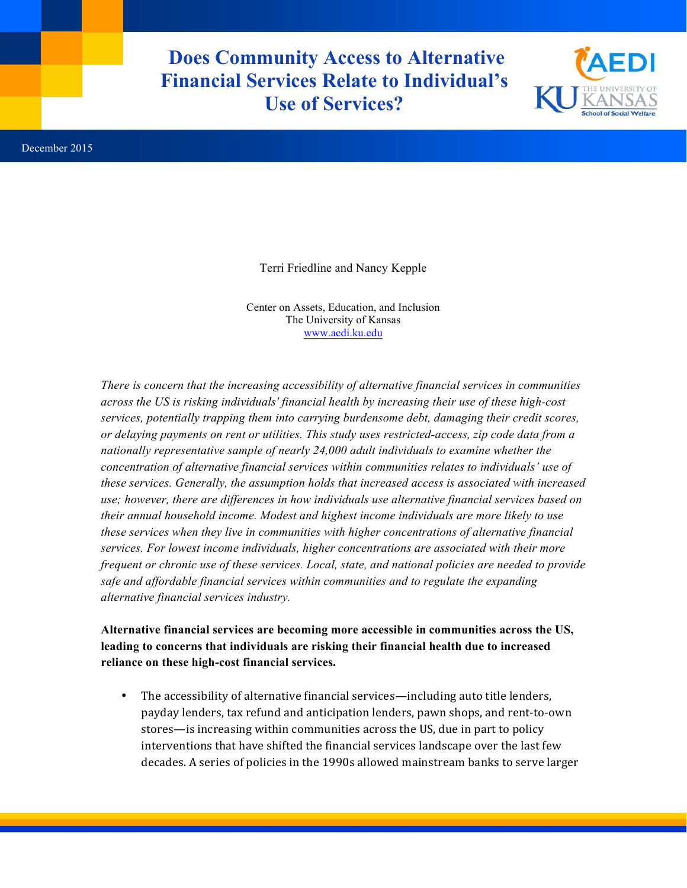# Does Community Access to Alternative Financial Services Relate to Individual's Use of Services?

December 2015

Terri Friedline and Nancy Kepple

Center on Assets, Education, and Inclusion
The University of Kansas
www.aedi.ku.edu

*There is concern that the increasing accessibility of alternative financial services in communities across the US is risking individuals' financial health by increasing their use of these high-cost services, potentially trapping them into carrying burdensome debt, damaging their credit scores, or delaying payments on rent or utilities. This study uses restricted-access, zip code data from a nationally representative sample of nearly 24,000 adult individuals to examine whether the concentration of alternative financial services within communities relates to individuals' use of these services. Generally, the assumption holds that increased access is associated with increased use; however, there are differences in how individuals use alternative financial services based on their annual household income. Modest and highest income individuals are more likely to use these services when they live in communities with higher concentrations of alternative financial services. For lowest income individuals, higher concentrations are associated with their more frequent or chronic use of these services. Local, state, and national policies are needed to provide safe and affordable financial services within communities and to regulate the expanding alternative financial services industry.*

**Alternative financial services are becoming more accessible in communities across the US, leading to concerns that individuals are risking their financial health due to increased reliance on these high-cost financial services.**

- The accessibility of alternative financial services—including auto title lenders, payday lenders, tax refund and anticipation lenders, pawn shops, and rent-to-own stores—is increasing within communities across the US, due in part to policy interventions that have shifted the financial services landscape over the last few decades. A series of policies in the 1990s allowed mainstream banks to serve larger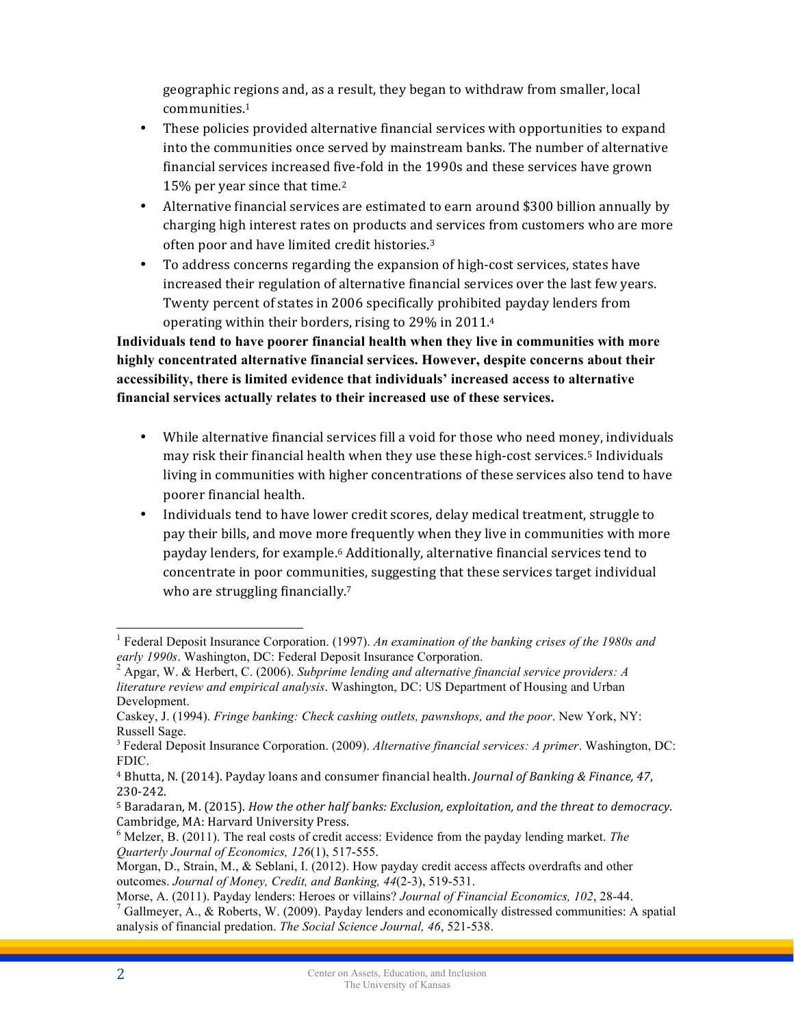geographic regions and, as a result, they began to withdraw from smaller, local communities.[1]

- These policies provided alternative financial services with opportunities to expand into the communities once served by mainstream banks. The number of alternative financial services increased five-fold in the 1990s and these services have grown 15% per year since that time.[2]
- Alternative financial services are estimated to earn around $300 billion annually by charging high interest rates on products and services from customers who are more often poor and have limited credit histories.[3]
- To address concerns regarding the expansion of high-cost services, states have increased their regulation of alternative financial services over the last few years. Twenty percent of states in 2006 specifically prohibited payday lenders from operating within their borders, rising to 29% in 2011.[4]

**Individuals tend to have poorer financial health when they live in communities with more highly concentrated alternative financial services. However, despite concerns about their accessibility, there is limited evidence that individuals' increased access to alternative financial services actually relates to their increased use of these services.**

- While alternative financial services fill a void for those who need money, individuals may risk their financial health when they use these high-cost services.[5] Individuals living in communities with higher concentrations of these services also tend to have poorer financial health.
- Individuals tend to have lower credit scores, delay medical treatment, struggle to pay their bills, and move more frequently when they live in communities with more payday lenders, for example.[6] Additionally, alternative financial services tend to concentrate in poor communities, suggesting that these services target individual who are struggling financially.[7]

---

[1] Federal Deposit Insurance Corporation. (1997). *An examination of the banking crises of the 1980s and early 1990s*. Washington, DC: Federal Deposit Insurance Corporation.

[2] Apgar, W. & Herbert, C. (2006). *Subprime lending and alternative financial service providers: A literature review and empirical analysis*. Washington, DC: US Department of Housing and Urban Development.

Caskey, J. (1994). *Fringe banking: Check cashing outlets, pawnshops, and the poor*. New York, NY: Russell Sage.

[3] Federal Deposit Insurance Corporation. (2009). *Alternative financial services: A primer*. Washington, DC: FDIC.

[4] Bhutta, N. (2014). Payday loans and consumer financial health. *Journal of Banking & Finance, 47*, 230-242.

[5] Baradaran, M. (2015). *How the other half banks: Exclusion, exploitation, and the threat to democracy*. Cambridge, MA: Harvard University Press.

[6] Melzer, B. (2011). The real costs of credit access: Evidence from the payday lending market. *The Quarterly Journal of Economics, 126*(1), 517-555.

Morgan, D., Strain, M., & Seblani, I. (2012). How payday credit access affects overdrafts and other outcomes. *Journal of Money, Credit, and Banking, 44*(2-3), 519-531.

Morse, A. (2011). Payday lenders: Heroes or villains? *Journal of Financial Economics, 102*, 28-44.

[7] Gallmeyer, A., & Roberts, W. (2009). Payday lenders and economically distressed communities: A spatial analysis of financial predation. *The Social Science Journal, 46*, 521-538.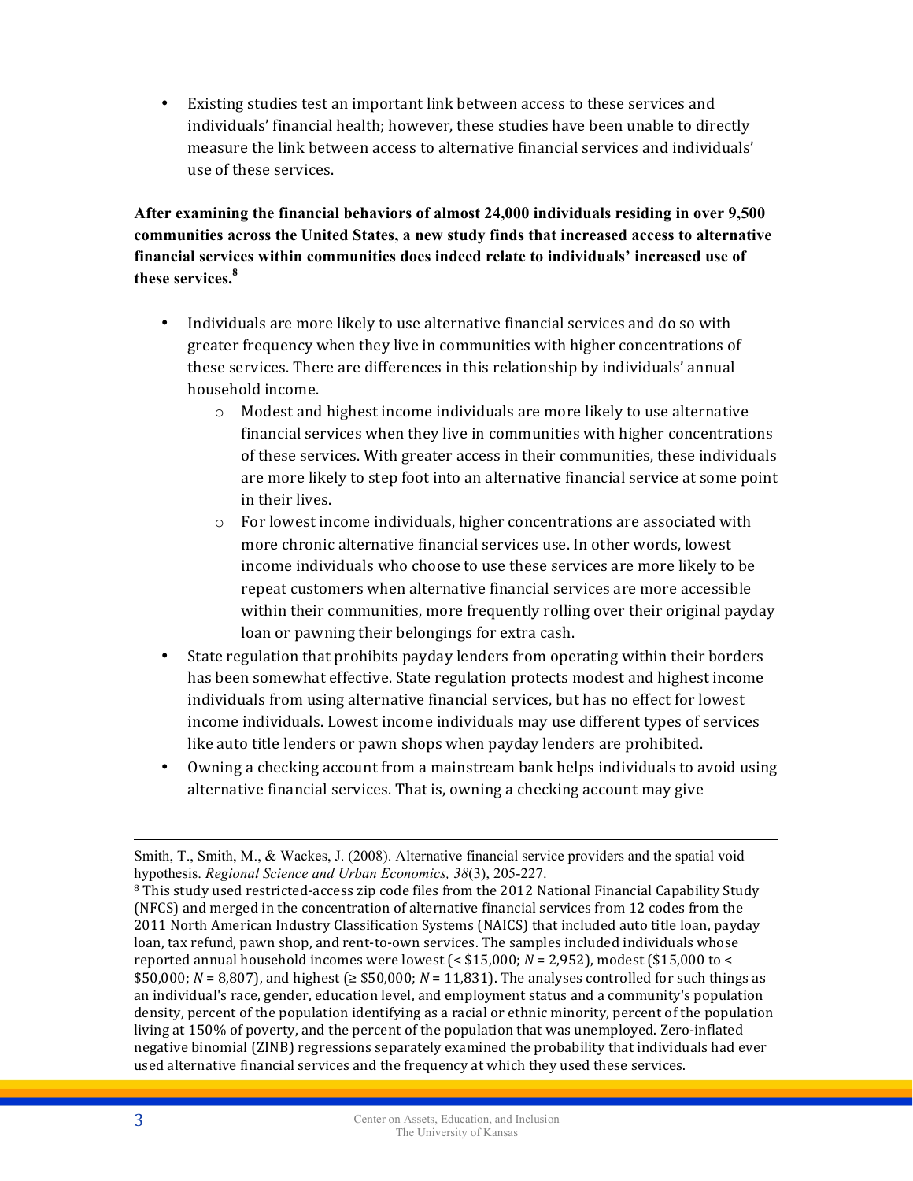- Existing studies test an important link between access to these services and individuals' financial health; however, these studies have been unable to directly measure the link between access to alternative financial services and individuals' use of these services.

**After examining the financial behaviors of almost 24,000 individuals residing in over 9,500 communities across the United States, a new study finds that increased access to alternative financial services within communities does indeed relate to individuals' increased use of these services.[8]**

- Individuals are more likely to use alternative financial services and do so with greater frequency when they live in communities with higher concentrations of these services. There are differences in this relationship by individuals' annual household income.
    - Modest and highest income individuals are more likely to use alternative financial services when they live in communities with higher concentrations of these services. With greater access in their communities, these individuals are more likely to step foot into an alternative financial service at some point in their lives.
    - For lowest income individuals, higher concentrations are associated with more chronic alternative financial services use. In other words, lowest income individuals who choose to use these services are more likely to be repeat customers when alternative financial services are more accessible within their communities, more frequently rolling over their original payday loan or pawning their belongings for extra cash.
- State regulation that prohibits payday lenders from operating within their borders has been somewhat effective. State regulation protects modest and highest income individuals from using alternative financial services, but has no effect for lowest income individuals. Lowest income individuals may use different types of services like auto title lenders or pawn shops when payday lenders are prohibited.
- Owning a checking account from a mainstream bank helps individuals to avoid using alternative financial services. That is, owning a checking account may give

---

Smith, T., Smith, M., & Wackes, J. (2008). Alternative financial service providers and the spatial void hypothesis. *Regional Science and Urban Economics, 38*(3), 205-227.

[8] This study used restricted-access zip code files from the 2012 National Financial Capability Study (NFCS) and merged in the concentration of alternative financial services from 12 codes from the 2011 North American Industry Classification Systems (NAICS) that included auto title loan, payday loan, tax refund, pawn shop, and rent-to-own services. The samples included individuals whose reported annual household incomes were lowest (< \$15,000; $N$ = 2,952), modest (\$15,000 to < \$50,000; $N$ = 8,807), and highest (≥ \$50,000; $N$ = 11,831). The analyses controlled for such things as an individual's race, gender, education level, and employment status and a community's population density, percent of the population identifying as a racial or ethnic minority, percent of the population living at 150% of poverty, and the percent of the population that was unemployed. Zero-inflated negative binomial (ZINB) regressions separately examined the probability that individuals had ever used alternative financial services and the frequency at which they used these services.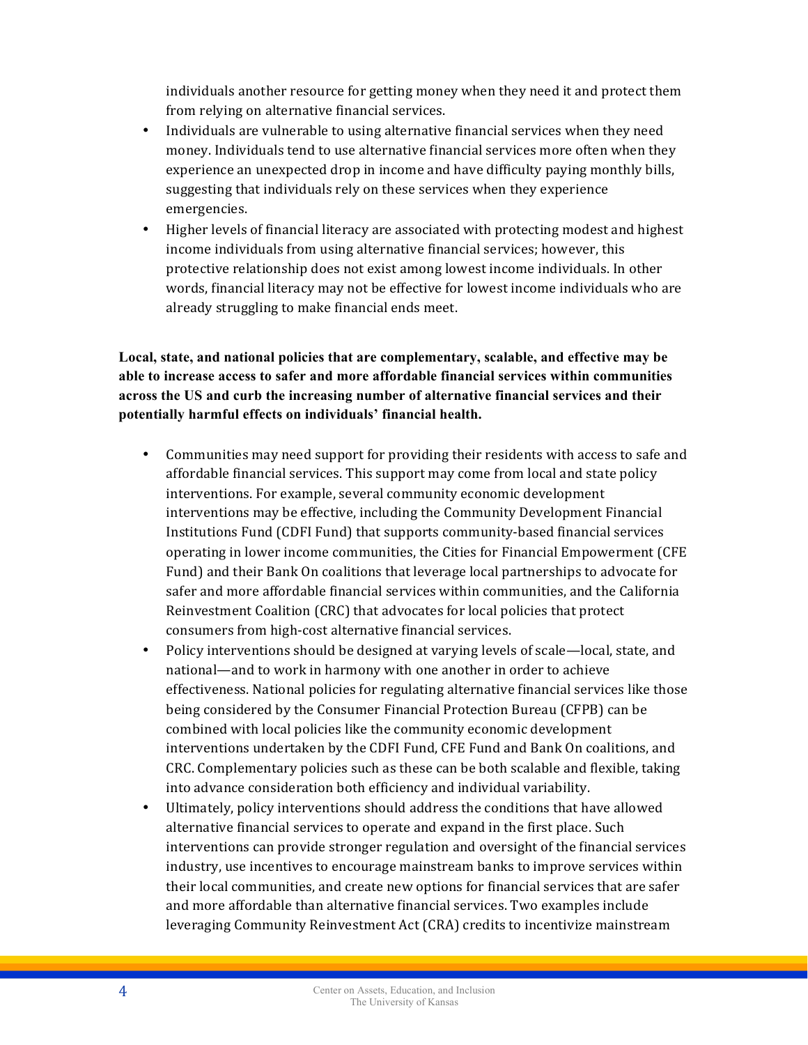individuals another resource for getting money when they need it and protect them from relying on alternative financial services.

- Individuals are vulnerable to using alternative financial services when they need money. Individuals tend to use alternative financial services more often when they experience an unexpected drop in income and have difficulty paying monthly bills, suggesting that individuals rely on these services when they experience emergencies.
- Higher levels of financial literacy are associated with protecting modest and highest income individuals from using alternative financial services; however, this protective relationship does not exist among lowest income individuals. In other words, financial literacy may not be effective for lowest income individuals who are already struggling to make financial ends meet.

**Local, state, and national policies that are complementary, scalable, and effective may be able to increase access to safer and more affordable financial services within communities across the US and curb the increasing number of alternative financial services and their potentially harmful effects on individuals' financial health.**

- Communities may need support for providing their residents with access to safe and affordable financial services. This support may come from local and state policy interventions. For example, several community economic development interventions may be effective, including the Community Development Financial Institutions Fund (CDFI Fund) that supports community-based financial services operating in lower income communities, the Cities for Financial Empowerment (CFE Fund) and their Bank On coalitions that leverage local partnerships to advocate for safer and more affordable financial services within communities, and the California Reinvestment Coalition (CRC) that advocates for local policies that protect consumers from high-cost alternative financial services.
- Policy interventions should be designed at varying levels of scale—local, state, and national—and to work in harmony with one another in order to achieve effectiveness. National policies for regulating alternative financial services like those being considered by the Consumer Financial Protection Bureau (CFPB) can be combined with local policies like the community economic development interventions undertaken by the CDFI Fund, CFE Fund and Bank On coalitions, and CRC. Complementary policies such as these can be both scalable and flexible, taking into advance consideration both efficiency and individual variability.
- Ultimately, policy interventions should address the conditions that have allowed alternative financial services to operate and expand in the first place. Such interventions can provide stronger regulation and oversight of the financial services industry, use incentives to encourage mainstream banks to improve services within their local communities, and create new options for financial services that are safer and more affordable than alternative financial services. Two examples include leveraging Community Reinvestment Act (CRA) credits to incentivize mainstream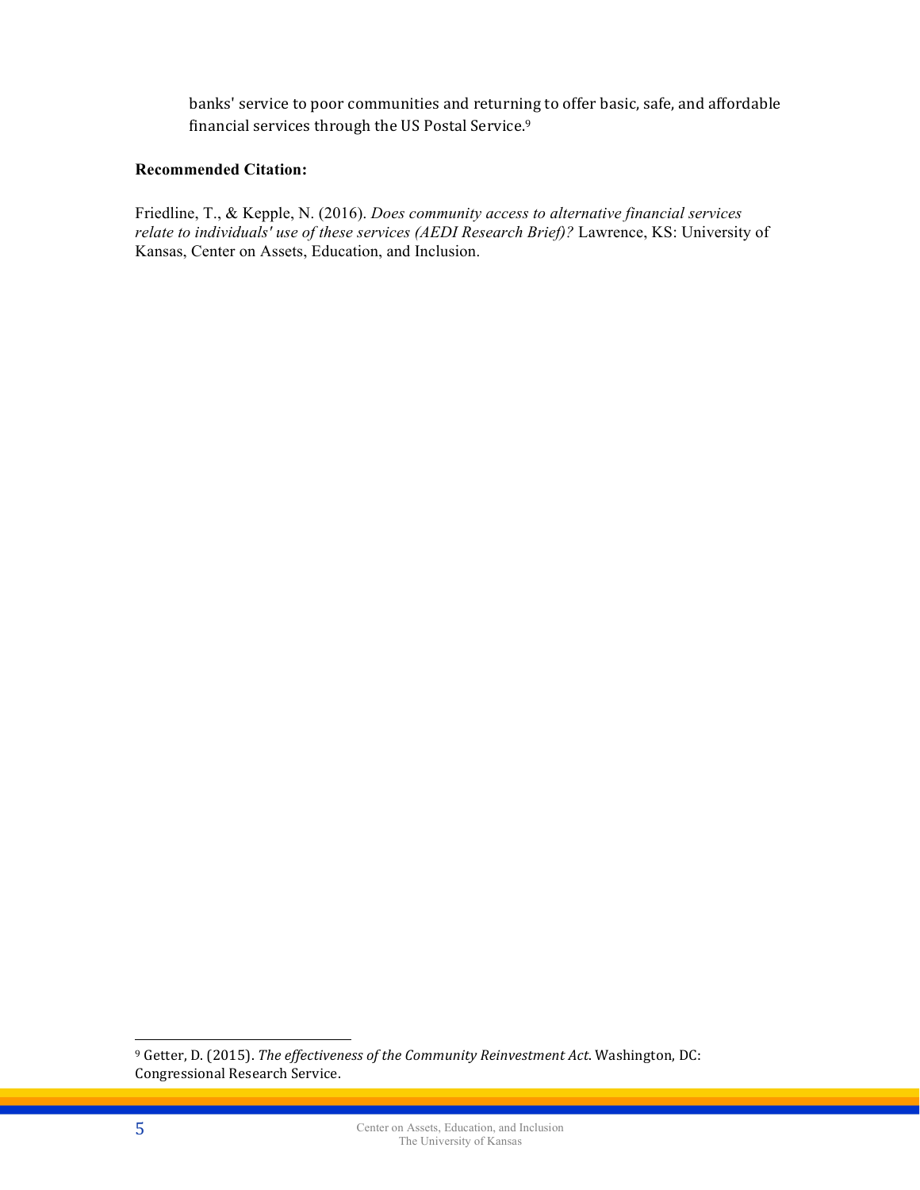banks' service to poor communities and returning to offer basic, safe, and affordable financial services through the US Postal Service.[9]

**Recommended Citation:**

Friedline, T., & Kepple, N. (2016). *Does community access to alternative financial services relate to individuals' use of these services (AEDI Research Brief)?* Lawrence, KS: University of Kansas, Center on Assets, Education, and Inclusion.

---

[9] Getter, D. (2015). *The effectiveness of the Community Reinvestment Act*. Washington, DC: Congressional Research Service.